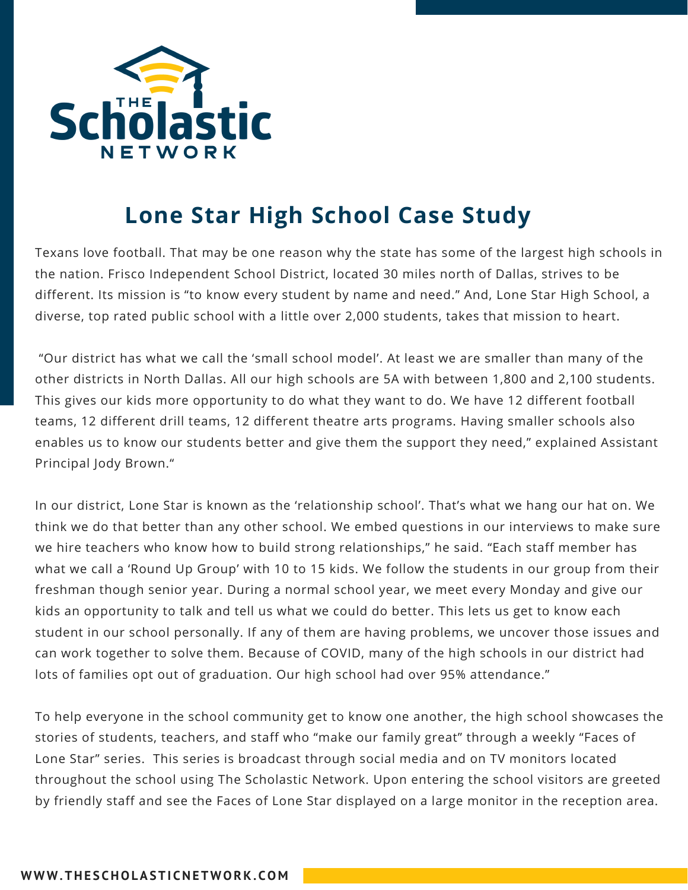# Lone Star High School Case Study

Texans love football. That may be one reason why the state has some of the largest high schools in the nation. Frisco Independent School District, located 30 miles north of Dallas, strives to be different. Its mission is "to know every student by name and need." And, Lone Star High School, a diverse, top rated public school with a little over 2,000 students, takes that mission to heart.

"Our district has what we call the 'small school model'. At least we are smaller than many of the other districts in North Dallas. All our high schools are 5A with between 1,800 and 2,100 students. This gives our kids more opportunity to do what they want to do. We have 12 different football teams, 12 different drill teams, 12 different theatre arts programs. Having smaller schools also enables us to know our students better and give them the support they need," explained Assistant Principal Jody Brown."

In our district, Lone Star is known as the 'relationship school'. That's what we hang our hat on. We think we do that better than any other school. We embed questions in our interviews to make sure we hire teachers who know how to build strong relationships," he said. "Each staff member has what we call a 'Round Up Group' with 10 to 15 kids. We follow the students in our group from their freshman though senior year. During a normal school year, we meet every Monday and give our kids an opportunity to talk and tell us what we could do better. This lets us get to know each student in our school personally. If any of them are having problems, we uncover those issues and can work together to solve them. Because of COVID, many of the high schools in our district had lots of families opt out of graduation. Our high school had over 95% attendance."

To help everyone in the school community get to know one another, the high school showcases the stories of students, teachers, and staff who "make our family great" through a weekly "Faces of Lone Star" series. This series is broadcast through social media and on TV monitors located throughout the school using The Scholastic Network. Upon entering the school visitors are greeted by friendly staff and see the Faces of Lone Star displayed on a large monitor in the reception area.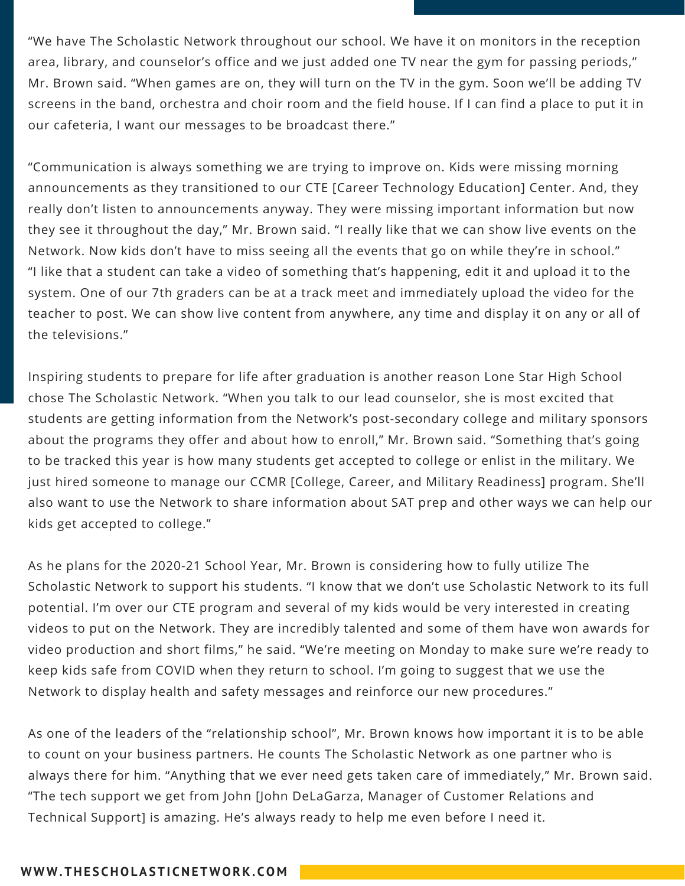"We have The Scholastic Network throughout our school. We have it on monitors in the reception area, library, and counselor's office and we just added one TV near the gym for passing periods," Mr. Brown said. "When games are on, they will turn on the TV in the gym. Soon we'll be adding TV screens in the band, orchestra and choir room and the field house. If I can find a place to put it in our cafeteria, I want our messages to be broadcast there."

"Communication is always something we are trying to improve on. Kids were missing morning announcements as they transitioned to our CTE [Career Technology Education] Center. And, they really don't listen to announcements anyway. They were missing important information but now they see it throughout the day," Mr. Brown said. "I really like that we can show live events on the Network. Now kids don't have to miss seeing all the events that go on while they're in school." "I like that a student can take a video of something that's happening, edit it and upload it to the system. One of our 7th graders can be at a track meet and immediately upload the video for the teacher to post. We can show live content from anywhere, any time and display it on any or all of the televisions."

Inspiring students to prepare for life after graduation is another reason Lone Star High School chose The Scholastic Network. "When you talk to our lead counselor, she is most excited that students are getting information from the Network's post-secondary college and military sponsors about the programs they offer and about how to enroll," Mr. Brown said. "Something that's going to be tracked this year is how many students get accepted to college or enlist in the military. We just hired someone to manage our CCMR [College, Career, and Military Readiness] program. She'll also want to use the Network to share information about SAT prep and other ways we can help our kids get accepted to college."

As he plans for the 2020-21 School Year, Mr. Brown is considering how to fully utilize The Scholastic Network to support his students. "I know that we don't use Scholastic Network to its full potential. I'm over our CTE program and several of my kids would be very interested in creating videos to put on the Network. They are incredibly talented and some of them have won awards for video production and short films," he said. "We're meeting on Monday to make sure we're ready to keep kids safe from COVID when they return to school. I'm going to suggest that we use the Network to display health and safety messages and reinforce our new procedures."

As one of the leaders of the "relationship school", Mr. Brown knows how important it is to be able to count on your business partners. He counts The Scholastic Network as one partner who is always there for him. "Anything that we ever need gets taken care of immediately," Mr. Brown said. "The tech support we get from John [John DeLaGarza, Manager of Customer Relations and Technical Support] is amazing. He's always ready to help me even before I need it.

**WWW.THESCHOLASTICNETWORK.COM**